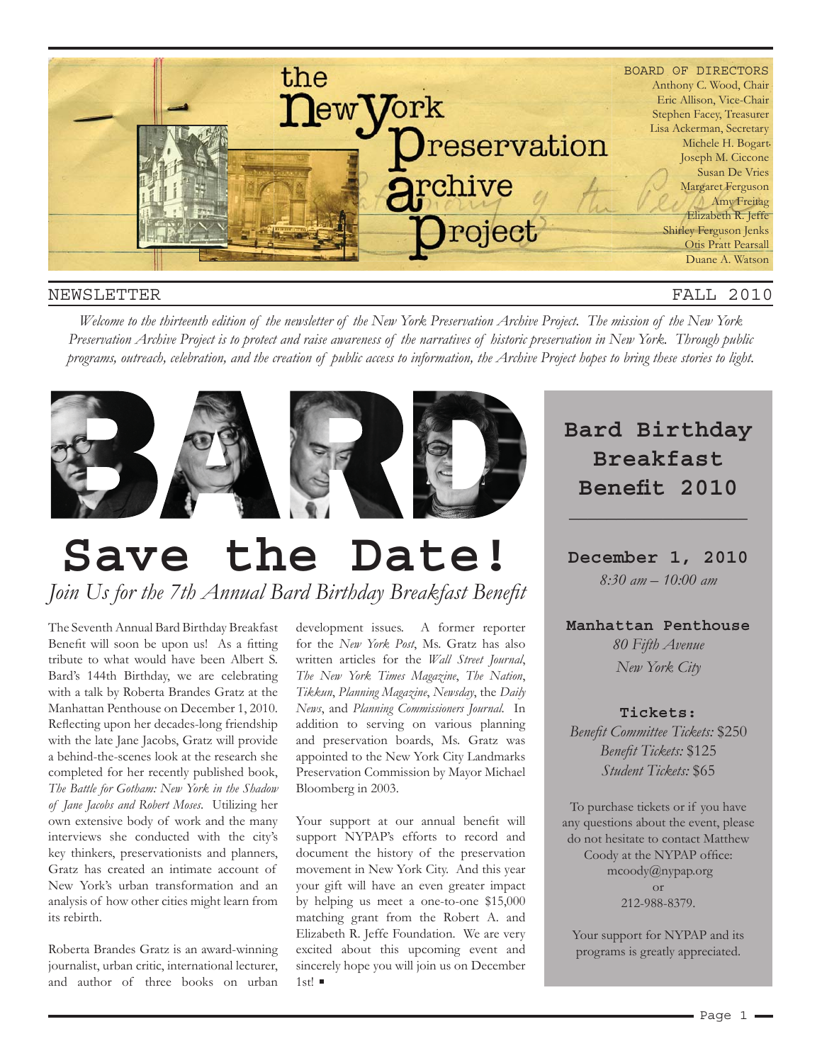# the New York Preservation Archive Project

BOARD OF DIRECTORS
Anthony C. Wood, Chair
Eric Allison, Vice-Chair
Stephen Facey, Treasurer
Lisa Ackerman, Secretary
Michele H. Bogart
Joseph M. Ciccone
Susan De Vries
Margaret Ferguson
Amy Freitag
Elizabeth R. Jeffe
Shirley Ferguson Jenks
Otis Pratt Pearsall
Duane A. Watson

NEWSLETTER FALL 2010

*Welcome to the thirteenth edition of the newsletter of the New York Preservation Archive Project. The mission of the New York Preservation Archive Project is to protect and raise awareness of the narratives of historic preservation in New York. Through public programs, outreach, celebration, and the creation of public access to information, the Archive Project hopes to bring these stories to light.*

BARD

## Save the Date!

### *Join Us for the 7th Annual Bard Birthday Breakfast Benefit*

The Seventh Annual Bard Birthday Breakfast Benefit will soon be upon us! As a fitting tribute to what would have been Albert S. Bard's 144th Birthday, we are celebrating with a talk by Roberta Brandes Gratz at the Manhattan Penthouse on December 1, 2010. Reflecting upon her decades-long friendship with the late Jane Jacobs, Gratz will provide a behind-the-scenes look at the research she completed for her recently published book, *The Battle for Gotham: New York in the Shadow of Jane Jacobs and Robert Moses*. Utilizing her own extensive body of work and the many interviews she conducted with the city's key thinkers, preservationists and planners, Gratz has created an intimate account of New York's urban transformation and an analysis of how other cities might learn from its rebirth.

Roberta Brandes Gratz is an award-winning journalist, urban critic, international lecturer, and author of three books on urban development issues. A former reporter for the *New York Post*, Ms. Gratz has also written articles for the *Wall Street Journal*, *The New York Times Magazine*, *The Nation*, *Tikkun*, *Planning Magazine*, *Newsday*, the *Daily News*, and *Planning Commissioners Journal*. In addition to serving on various planning and preservation boards, Ms. Gratz was appointed to the New York City Landmarks Preservation Commission by Mayor Michael Bloomberg in 2003.

Your support at our annual benefit will support NYPAP's efforts to record and document the history of the preservation movement in New York City. And this year your gift will have an even greater impact by helping us meet a one-to-one $15,000 matching grant from the Robert A. and Elizabeth R. Jeffe Foundation. We are very excited about this upcoming event and sincerely hope you will join us on December 1st! ▪

---

**Bard Birthday Breakfast Benefit 2010**

**December 1, 2010**
*8:30 am – 10:00 am*

**Manhattan Penthouse**
*80 Fifth Avenue*
*New York City*

**Tickets:**
*Benefit Committee Tickets:* $250
*Benefit Tickets:* $125
*Student Tickets:* $65

To purchase tickets or if you have any questions about the event, please do not hesitate to contact Matthew Coody at the NYPAP office:
mcoody@nypap.org
or
212-988-8379.

Your support for NYPAP and its programs is greatly appreciated.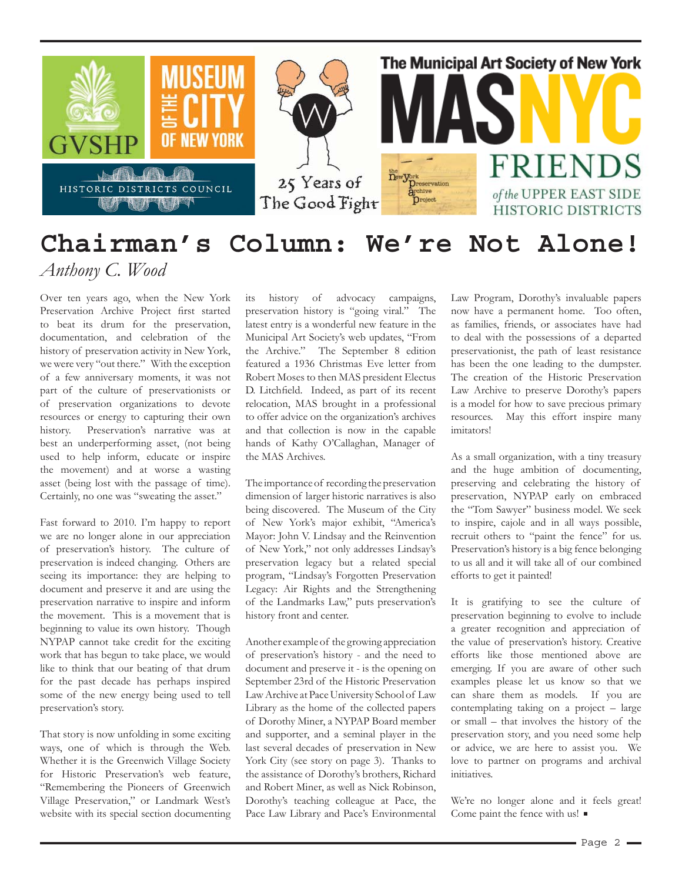# Chairman's Column: We're Not Alone!

*Anthony C. Wood*

Over ten years ago, when the New York Preservation Archive Project first started to beat its drum for the preservation, documentation, and celebration of the history of preservation activity in New York, we were very "out there." With the exception of a few anniversary moments, it was not part of the culture of preservationists or of preservation organizations to devote resources or energy to capturing their own history. Preservation's narrative was at best an underperforming asset, (not being used to help inform, educate or inspire the movement) and at worse a wasting asset (being lost with the passage of time). Certainly, no one was "sweating the asset."

Fast forward to 2010. I'm happy to report we are no longer alone in our appreciation of preservation's history. The culture of preservation is indeed changing. Others are seeing its importance: they are helping to document and preserve it and are using the preservation narrative to inspire and inform the movement. This is a movement that is beginning to value its own history. Though NYPAP cannot take credit for the exciting work that has begun to take place, we would like to think that our beating of that drum for the past decade has perhaps inspired some of the new energy being used to tell preservation's story.

That story is now unfolding in some exciting ways, one of which is through the Web. Whether it is the Greenwich Village Society for Historic Preservation's web feature, "Remembering the Pioneers of Greenwich Village Preservation," or Landmark West's website with its special section documenting its history of advocacy campaigns, preservation history is "going viral." The latest entry is a wonderful new feature in the Municipal Art Society's web updates, "From the Archive." The September 8 edition featured a 1936 Christmas Eve letter from Robert Moses to then MAS president Electus D. Litchfield. Indeed, as part of its recent relocation, MAS brought in a professional to offer advice on the organization's archives and that collection is now in the capable hands of Kathy O'Callaghan, Manager of the MAS Archives.

The importance of recording the preservation dimension of larger historic narratives is also being discovered. The Museum of the City of New York's major exhibit, "America's Mayor: John V. Lindsay and the Reinvention of New York," not only addresses Lindsay's preservation legacy but a related special program, "Lindsay's Forgotten Preservation Legacy: Air Rights and the Strengthening of the Landmarks Law," puts preservation's history front and center.

Another example of the growing appreciation of preservation's history - and the need to document and preserve it - is the opening on September 23rd of the Historic Preservation Law Archive at Pace University School of Law Library as the home of the collected papers of Dorothy Miner, a NYPAP Board member and supporter, and a seminal player in the last several decades of preservation in New York City (see story on page 3). Thanks to the assistance of Dorothy's brothers, Richard and Robert Miner, as well as Nick Robinson, Dorothy's teaching colleague at Pace, the Pace Law Library and Pace's Environmental Law Program, Dorothy's invaluable papers now have a permanent home. Too often, as families, friends, or associates have had to deal with the possessions of a departed preservationist, the path of least resistance has been the one leading to the dumpster. The creation of the Historic Preservation Law Archive to preserve Dorothy's papers is a model for how to save precious primary resources. May this effort inspire many imitators!

As a small organization, with a tiny treasury and the huge ambition of documenting, preserving and celebrating the history of preservation, NYPAP early on embraced the "Tom Sawyer" business model. We seek to inspire, cajole and in all ways possible, recruit others to "paint the fence" for us. Preservation's history is a big fence belonging to us all and it will take all of our combined efforts to get it painted!

It is gratifying to see the culture of preservation beginning to evolve to include a greater recognition and appreciation of the value of preservation's history. Creative efforts like those mentioned above are emerging. If you are aware of other such examples please let us know so that we can share them as models. If you are contemplating taking on a project – large or small – that involves the history of the preservation story, and you need some help or advice, we are here to assist you. We love to partner on programs and archival initiatives.

We're no longer alone and it feels great! Come paint the fence with us! ■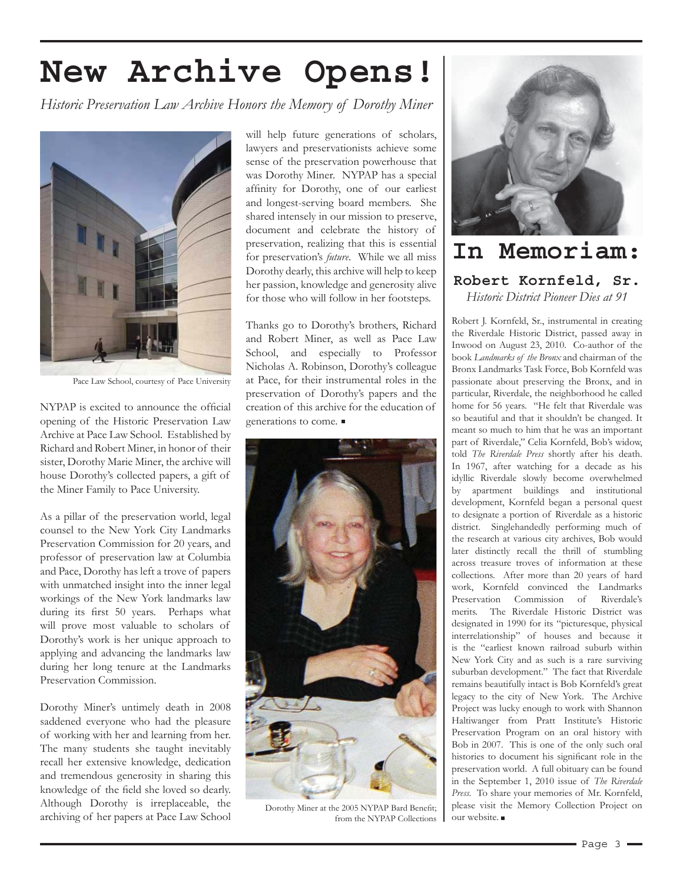# New Archive Opens!

*Historic Preservation Law Archive Honors the Memory of Dorothy Miner*

Pace Law School, courtesy of Pace University

NYPAP is excited to announce the official opening of the Historic Preservation Law Archive at Pace Law School. Established by Richard and Robert Miner, in honor of their sister, Dorothy Marie Miner, the archive will house Dorothy's collected papers, a gift of the Miner Family to Pace University.

As a pillar of the preservation world, legal counsel to the New York City Landmarks Preservation Commission for 20 years, and professor of preservation law at Columbia and Pace, Dorothy has left a trove of papers with unmatched insight into the inner legal workings of the New York landmarks law during its first 50 years. Perhaps what will prove most valuable to scholars of Dorothy's work is her unique approach to applying and advancing the landmarks law during her long tenure at the Landmarks Preservation Commission.

Dorothy Miner's untimely death in 2008 saddened everyone who had the pleasure of working with her and learning from her. The many students she taught inevitably recall her extensive knowledge, dedication and tremendous generosity in sharing this knowledge of the field she loved so dearly. Although Dorothy is irreplaceable, the archiving of her papers at Pace Law School will help future generations of scholars, lawyers and preservationists achieve some sense of the preservation powerhouse that was Dorothy Miner. NYPAP has a special affinity for Dorothy, one of our earliest and longest-serving board members. She shared intensely in our mission to preserve, document and celebrate the history of preservation, realizing that this is essential for preservation's *future*. While we all miss Dorothy dearly, this archive will help to keep her passion, knowledge and generosity alive for those who will follow in her footsteps.

Thanks go to Dorothy's brothers, Richard and Robert Miner, as well as Pace Law School, and especially to Professor Nicholas A. Robinson, Dorothy's colleague at Pace, for their instrumental roles in the preservation of Dorothy's papers and the creation of this archive for the education of generations to come. ■

Dorothy Miner at the 2005 NYPAP Bard Benefit; from the NYPAP Collections

# In Memoriam:

## Robert Kornfeld, Sr.

*Historic District Pioneer Dies at 91*

Robert J. Kornfeld, Sr., instrumental in creating the Riverdale Historic District, passed away in Inwood on August 23, 2010. Co-author of the book *Landmarks of the Bronx* and chairman of the Bronx Landmarks Task Force, Bob Kornfeld was passionate about preserving the Bronx, and in particular, Riverdale, the neighborhood he called home for 56 years. "He felt that Riverdale was so beautiful and that it shouldn't be changed. It meant so much to him that he was an important part of Riverdale," Celia Kornfeld, Bob's widow, told *The Riverdale Press* shortly after his death. In 1967, after watching for a decade as his idyllic Riverdale slowly become overwhelmed by apartment buildings and institutional development, Kornfeld began a personal quest to designate a portion of Riverdale as a historic district. Singlehandedly performing much of the research at various city archives, Bob would later distinctly recall the thrill of stumbling across treasure troves of information at these collections. After more than 20 years of hard work, Kornfeld convinced the Landmarks Preservation Commission of Riverdale's merits. The Riverdale Historic District was designated in 1990 for its "picturesque, physical interrelationship" of houses and because it is the "earliest known railroad suburb within New York City and as such is a rare surviving suburban development." The fact that Riverdale remains beautifully intact is Bob Kornfeld's great legacy to the city of New York. The Archive Project was lucky enough to work with Shannon Haltiwanger from Pratt Institute's Historic Preservation Program on an oral history with Bob in 2007. This is one of the only such oral histories to document his significant role in the preservation world. A full obituary can be found in the September 1, 2010 issue of *The Riverdale Press*. To share your memories of Mr. Kornfeld, please visit the Memory Collection Project on our website. ■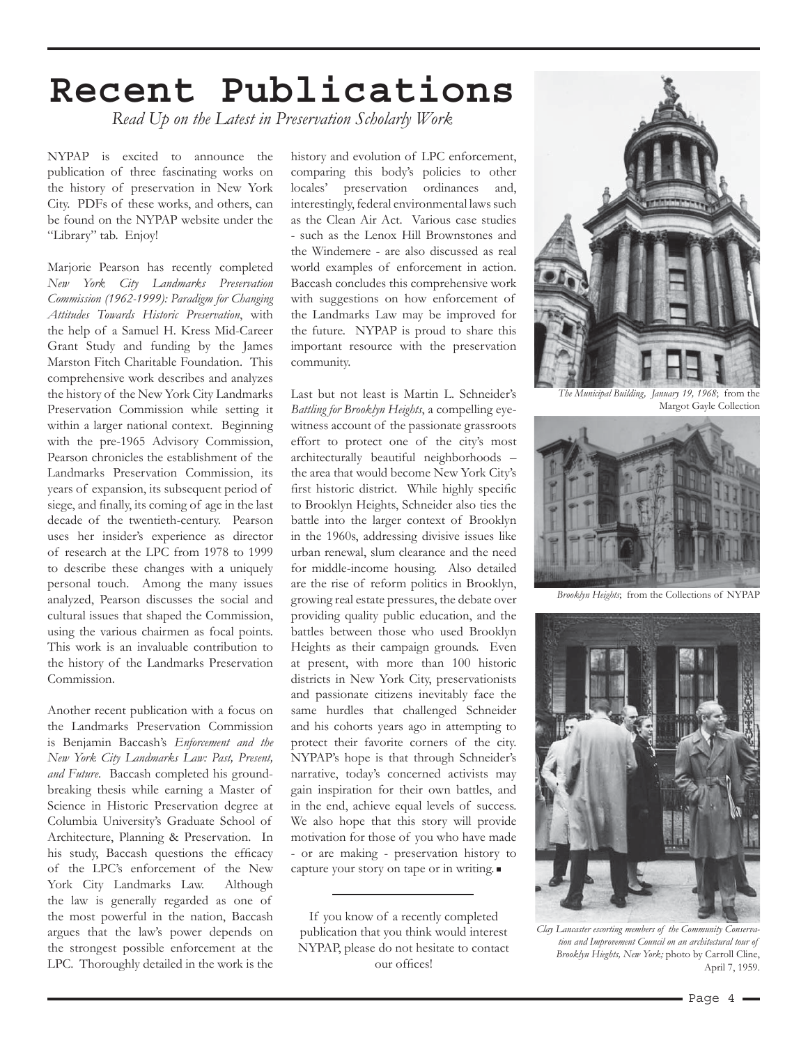# Recent Publications

*Read Up on the Latest in Preservation Scholarly Work*

NYPAP is excited to announce the publication of three fascinating works on the history of preservation in New York City. PDFs of these works, and others, can be found on the NYPAP website under the "Library" tab. Enjoy!

Marjorie Pearson has recently completed *New York City Landmarks Preservation Commission (1962-1999): Paradigm for Changing Attitudes Towards Historic Preservation*, with the help of a Samuel H. Kress Mid-Career Grant Study and funding by the James Marston Fitch Charitable Foundation. This comprehensive work describes and analyzes the history of the New York City Landmarks Preservation Commission while setting it within a larger national context. Beginning with the pre-1965 Advisory Commission, Pearson chronicles the establishment of the Landmarks Preservation Commission, its years of expansion, its subsequent period of siege, and finally, its coming of age in the last decade of the twentieth-century. Pearson uses her insider's experience as director of research at the LPC from 1978 to 1999 to describe these changes with a uniquely personal touch. Among the many issues analyzed, Pearson discusses the social and cultural issues that shaped the Commission, using the various chairmen as focal points. This work is an invaluable contribution to the history of the Landmarks Preservation Commission.

Another recent publication with a focus on the Landmarks Preservation Commission is Benjamin Baccash's *Enforcement and the New York City Landmarks Law: Past, Present, and Future*. Baccash completed his groundbreaking thesis while earning a Master of Science in Historic Preservation degree at Columbia University's Graduate School of Architecture, Planning & Preservation. In his study, Baccash questions the efficacy of the LPC's enforcement of the New York City Landmarks Law. Although the law is generally regarded as one of the most powerful in the nation, Baccash argues that the law's power depends on the strongest possible enforcement at the LPC. Thoroughly detailed in the work is the history and evolution of LPC enforcement, comparing this body's policies to other locales' preservation ordinances and, interestingly, federal environmental laws such as the Clean Air Act. Various case studies - such as the Lenox Hill Brownstones and the Windemere - are also discussed as real world examples of enforcement in action. Baccash concludes this comprehensive work with suggestions on how enforcement of the Landmarks Law may be improved for the future. NYPAP is proud to share this important resource with the preservation community.

Last but not least is Martin L. Schneider's *Battling for Brooklyn Heights*, a compelling eyewitness account of the passionate grassroots effort to protect one of the city's most architecturally beautiful neighborhoods – the area that would become New York City's first historic district. While highly specific to Brooklyn Heights, Schneider also ties the battle into the larger context of Brooklyn in the 1960s, addressing divisive issues like urban renewal, slum clearance and the need for middle-income housing. Also detailed are the rise of reform politics in Brooklyn, growing real estate pressures, the debate over providing quality public education, and the battles between those who used Brooklyn Heights as their campaign grounds. Even at present, with more than 100 historic districts in New York City, preservationists and passionate citizens inevitably face the same hurdles that challenged Schneider and his cohorts years ago in attempting to protect their favorite corners of the city. NYPAP's hope is that through Schneider's narrative, today's concerned activists may gain inspiration for their own battles, and in the end, achieve equal levels of success. We also hope that this story will provide motivation for those of you who have made - or are making - preservation history to capture your story on tape or in writing. ■

---

If you know of a recently completed publication that you think would interest NYPAP, please do not hesitate to contact our offices!

*The Municipal Building, January 19, 1968*; from the Margot Gayle Collection

*Brooklyn Heights*; from the Collections of NYPAP

*Clay Lancaster escorting members of the Community Conservation and Improvement Council on an architectural tour of Brooklyn Heights, New York;* photo by Carroll Cline, April 7, 1959.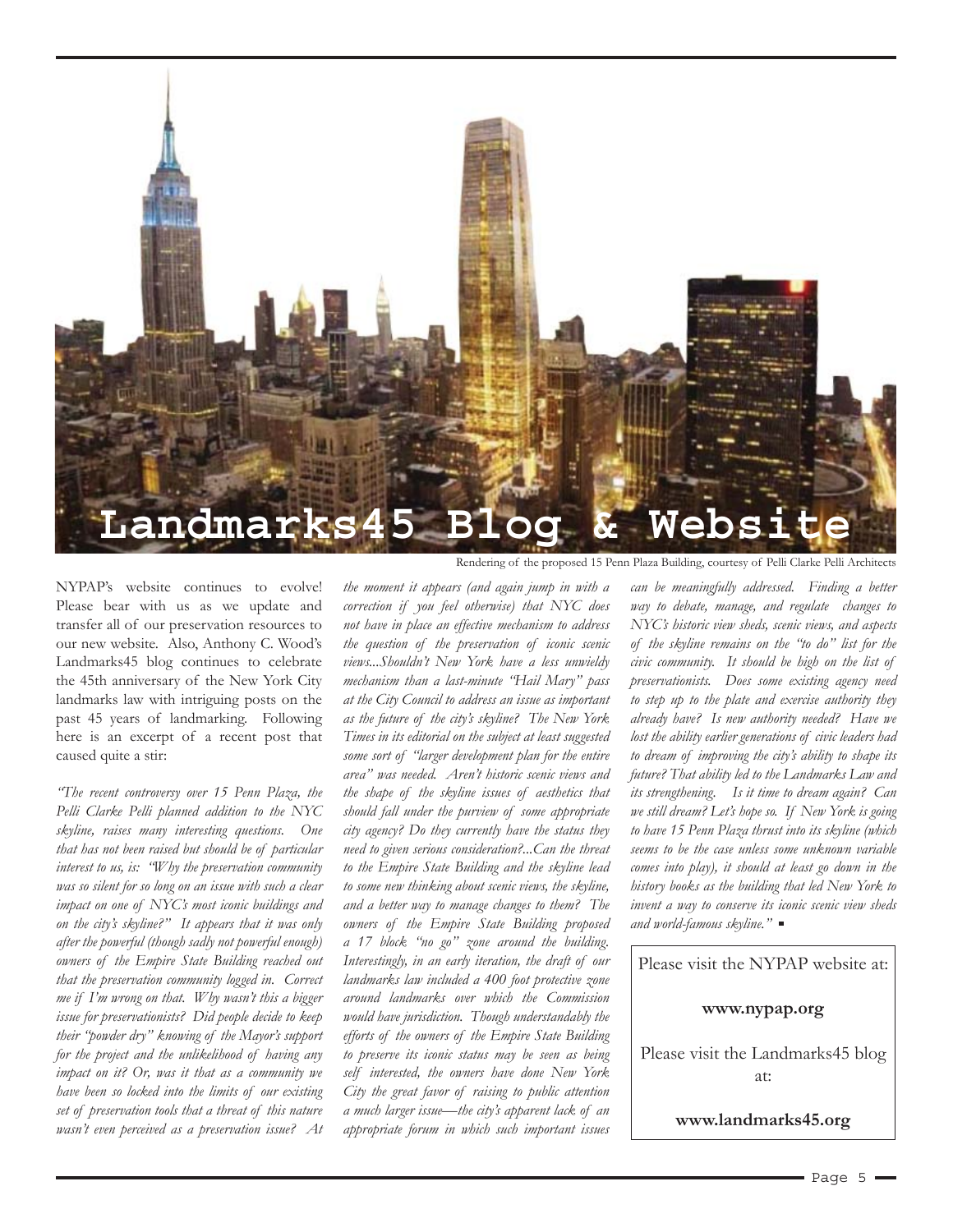# Landmarks45 Blog & Website

Rendering of the proposed 15 Penn Plaza Building, courtesy of Pelli Clarke Pelli Architects

NYPAP's website continues to evolve! Please bear with us as we update and transfer all of our preservation resources to our new website. Also, Anthony C. Wood's Landmarks45 blog continues to celebrate the 45th anniversary of the New York City landmarks law with intriguing posts on the past 45 years of landmarking. Following here is an excerpt of a recent post that caused quite a stir:

*"The recent controversy over 15 Penn Plaza, the Pelli Clarke Pelli planned addition to the NYC skyline, raises many interesting questions. One that has not been raised but should be of particular interest to us, is: "Why the preservation community was so silent for so long on an issue with such a clear impact on one of NYC's most iconic buildings and on the city's skyline?" It appears that it was only after the powerful (though sadly not powerful enough) owners of the Empire State Building reached out that the preservation community logged in. Correct me if I'm wrong on that. Why wasn't this a bigger issue for preservationists? Did people decide to keep their "powder dry" knowing of the Mayor's support for the project and the unlikelihood of having any impact on it? Or, was it that as a community we have been so locked into the limits of our existing set of preservation tools that a threat of this nature wasn't even perceived as a preservation issue? At the moment it appears (and again jump in with a correction if you feel otherwise) that NYC does not have in place an effective mechanism to address the question of the preservation of iconic scenic views...Shouldn't New York have a less unwieldy mechanism than a last-minute "Hail Mary" pass at the City Council to address an issue as important as the future of the city's skyline? The New York Times in its editorial on the subject at least suggested some sort of "larger development plan for the entire area" was needed. Aren't historic scenic views and the shape of the skyline issues of aesthetics that should fall under the purview of some appropriate city agency? Do they currently have the status they need to given serious consideration?...Can the threat to the Empire State Building and the skyline lead to some new thinking about scenic views, the skyline, and a better way to manage changes to them? The owners of the Empire State Building proposed a 17 block "no go" zone around the building. Interestingly, in an early iteration, the draft of our landmarks law included a 400 foot protective zone around landmarks over which the Commission would have jurisdiction. Though understandably the efforts of the owners of the Empire State Building to preserve its iconic status may be seen as being self interested, the owners have done New York City the great favor of raising to public attention a much larger issue—the city's apparent lack of an appropriate forum in which such important issues can be meaningfully addressed. Finding a better way to debate, manage, and regulate changes to NYC's historic view sheds, scenic views, and aspects of the skyline remains on the "to do" list for the civic community. It should be high on the list of preservationists. Does some existing agency need to step up to the plate and exercise authority they already have? Is new authority needed? Have we lost the ability earlier generations of civic leaders had to dream of improving the city's ability to shape its future? That ability led to the Landmarks Law and its strengthening. Is it time to dream again? Can we still dream? Let's hope so. If New York is going to have 15 Penn Plaza thrust into its skyline (which seems to be the case unless some unknown variable comes into play), it should at least go down in the history books as the building that led New York to invent a way to conserve its iconic scenic view sheds and world-famous skyline."*

Please visit the NYPAP website at:

**www.nypap.org**

Please visit the Landmarks45 blog at:

**www.landmarks45.org**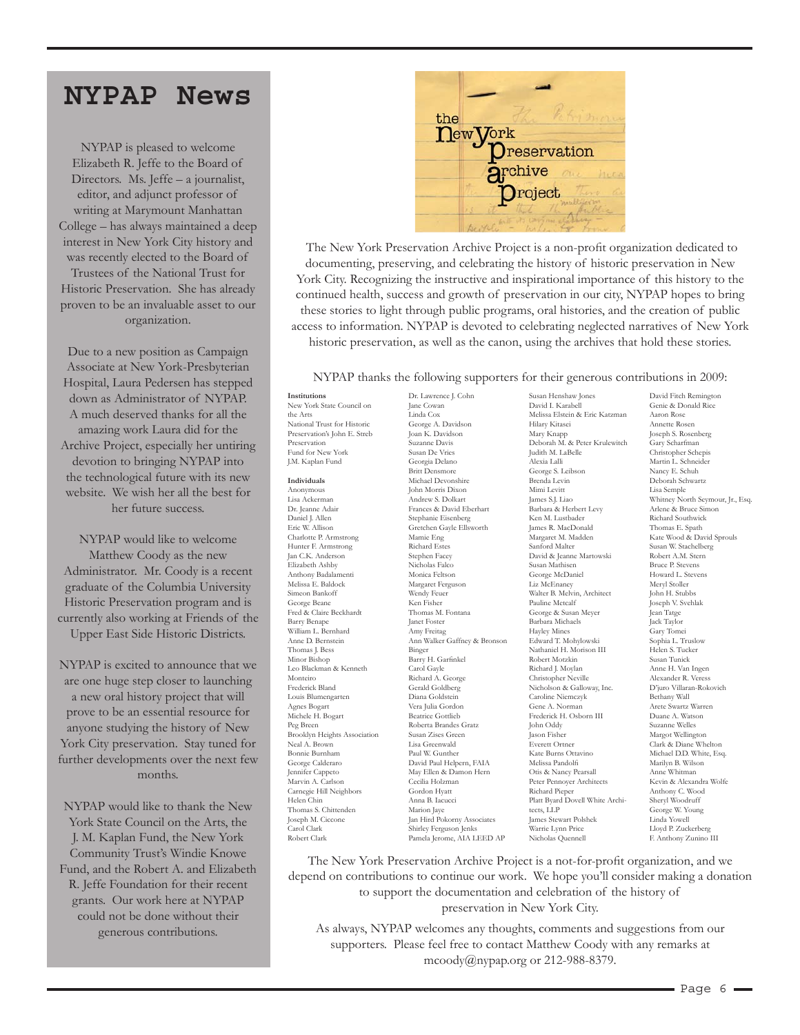# NYPAP News

NYPAP is pleased to welcome Elizabeth R. Jeffe to the Board of Directors. Ms. Jeffe – a journalist, editor, and adjunct professor of writing at Marymount Manhattan College – has always maintained a deep interest in New York City history and was recently elected to the Board of Trustees of the National Trust for Historic Preservation. She has already proven to be an invaluable asset to our organization.

Due to a new position as Campaign Associate at New York-Presbyterian Hospital, Laura Pedersen has stepped down as Administrator of NYPAP. A much deserved thanks for all the amazing work Laura did for the Archive Project, especially her untiring devotion to bringing NYPAP into the technological future with its new website. We wish her all the best for her future success.

NYPAP would like to welcome Matthew Coody as the new Administrator. Mr. Coody is a recent graduate of the Columbia University Historic Preservation program and is currently also working at Friends of the Upper East Side Historic Districts.

NYPAP is excited to announce that we are one huge step closer to launching a new oral history project that will prove to be an essential resource for anyone studying the history of New York City preservation. Stay tuned for further developments over the next few months.

NYPAP would like to thank the New York State Council on the Arts, the J. M. Kaplan Fund, the New York Community Trust's Windie Knowe Fund, and the Robert A. and Elizabeth R. Jeffe Foundation for their recent grants. Our work here at NYPAP could not be done without their generous contributions.

the New York Preservation Archive Project

The New York Preservation Archive Project is a non-profit organization dedicated to documenting, preserving, and celebrating the history of historic preservation in New York City. Recognizing the instructive and inspirational importance of this history to the continued health, success and growth of preservation in our city, NYPAP hopes to bring these stories to light through public programs, oral histories, and the creation of public access to information. NYPAP is devoted to celebrating neglected narratives of New York historic preservation, as well as the canon, using the archives that hold these stories.

NYPAP thanks the following supporters for their generous contributions in 2009:

**Institutions**
New York State Council on the Arts
National Trust for Historic Preservation's John E. Streb Preservation
Fund for New York
J.M. Kaplan Fund

**Individuals**
Anonymous
Lisa Ackerman
Dr. Jeanne Adair
Daniel J. Allen
Eric W. Allison
Charlotte P. Armstrong
Hunter F. Armstrong
Jan C.K. Anderson
Elizabeth Ashby
Anthony Badalamenti
Melissa E. Baldock
Simeon Bankoff
George Beane
Fred & Claire Beckhardt
Barry Benape
William L. Bernhard
Anne D. Bernstein
Thomas J. Bess
Minor Bishop
Leo Blackman & Kenneth Monteiro
Frederick Bland
Louis Blumengarten
Agnes Bogart
Michele H. Bogart
Peg Breen
Brooklyn Heights Association
Neal A. Brown
Bonnie Burnham
George Calderaro
Jennifer Cappeto
Marvin A. Carlson
Carnegie Hill Neighbors
Helen Chin
Thomas S. Chittenden
Joseph M. Ciccone
Carol Clark
Robert Clark
Dr. Lawrence J. Cohn
Jane Cowan
Linda Cox
George A. Davidson
Joan K. Davidson
Suzanne Davis
Susan De Vries
Georgia Delano
Britt Densmore
Michael Devonshire
John Morris Dixon
Andrew S. Dolkart
Frances & David Eberhart
Stephanie Eisenberg
Gretchen Gayle Ellsworth
Mamie Eng
Richard Estes
Stephen Facey
Nicholas Falco
Monica Feltson
Margaret Ferguson
Wendy Feuer
Ken Fisher
Thomas M. Fontana
Janet Foster
Amy Freitag
Ann Walker Gaffney & Bronson Binger
Barry H. Garfinkel
Carol Gayle
Richard A. George
Gerald Goldberg
Diana Goldstein
Vera Julia Gordon
Beatrice Gottlieb
Roberta Brandes Gratz
Susan Zises Green
Lisa Greenwald
Paul W. Gunther
David Paul Helpern, FAIA
May Ellen & Damon Hern
Cecilia Holzman
Gordon Hyatt
Anna B. Iacucci
Marion Jaye
Jan Hird Pokorny Associates
Shirley Ferguson Jenks
Pamela Jerome, AIA LEED AP
Susan Henshaw Jones
David I. Karabell
Melissa Elstein & Eric Katzman
Hilary Kitasei
Mary Knapp
Deborah M. & Peter Krulewitch
Judith M. LaBelle
Alexia Lalli
George S. Leibson
Brenda Levin
Mimi Levitt
James S.J. Liao
Barbara & Herbert Levy
Ken M. Lustbader
James R. MacDonald
Margaret M. Madden
Sanford Malter
David & Jeanne Martowski
Susan Mathisen
George McDaniel
Liz McEnaney
Walter B. Melvin, Architect
Pauline Metcalf
George & Susan Meyer
Barbara Michaels
Hayley Mines
Edward T. Mohylowski
Nathaniel H. Morison III
Robert Motzkin
Richard J. Moylan
Christopher Neville
Nicholson & Galloway, Inc.
Caroline Niemczyk
Gene A. Norman
Frederick H. Osborn III
John Oddy
Jason Fisher
Everett Ortner
Kate Burns Ottavino
Melissa Pandolfi
Otis & Nancy Pearsall
Peter Pennoyer Architects
Richard Pieper
Platt Byard Dovell White Architects, LLP
James Stewart Polshek
Warrie Lynn Price
Nicholas Quennell
David Fitch Remington
Genie & Donald Rice
Aaron Rose
Annette Rosen
Joseph S. Rosenberg
Gary Scharfman
Christopher Schepis
Martin L. Schneider
Nancy E. Schuh
Deborah Schwartz
Lisa Semple
Whitney North Seymour, Jr., Esq.
Arlene & Bruce Simon
Richard Southwick
Thomas E. Spath
Kate Wood & David Sprouls
Susan W. Stachelberg
Robert A.M. Stern
Bruce P. Stevens
Howard L. Stevens
Meryl Stoller
John H. Stubbs
Joseph V. Svehlak
Jean Tatge
Jack Taylor
Gary Tomei
Sophia L. Truslow
Helen S. Tucker
Susan Tunick
Anne H. Van Ingen
Alexander R. Veress
D'juro Villaran-Rokovich
Bethany Wall
Arete Swartz Warren
Duane A. Watson
Suzanne Welles
Margot Wellington
Clark & Diane Whelton
Michael D.D. White, Esq.
Marilyn B. Wilson
Anne Whitman
Kevin & Alexandra Wolfe
Anthony C. Wood
Sheryl Woodruff
George W. Young
Linda Yowell
Lloyd P. Zuckerberg
F. Anthony Zunino III

The New York Preservation Archive Project is a not-for-profit organization, and we depend on contributions to continue our work. We hope you'll consider making a donation to support the documentation and celebration of the history of preservation in New York City.

As always, NYPAP welcomes any thoughts, comments and suggestions from our supporters. Please feel free to contact Matthew Coody with any remarks at mcoody@nypap.org or 212-988-8379.